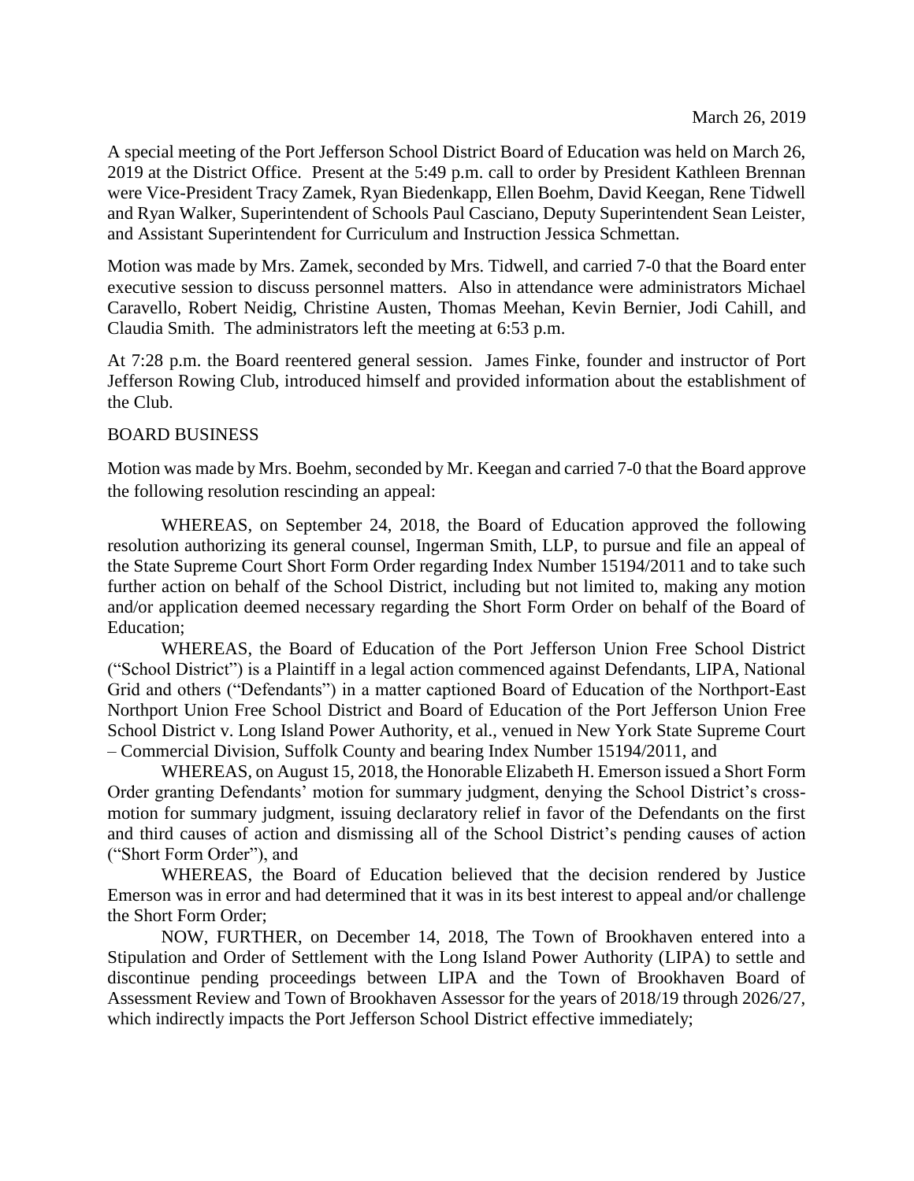March 26, 2019

A special meeting of the Port Jefferson School District Board of Education was held on March 26, 2019 at the District Office. Present at the 5:49 p.m. call to order by President Kathleen Brennan were Vice-President Tracy Zamek, Ryan Biedenkapp, Ellen Boehm, David Keegan, Rene Tidwell and Ryan Walker, Superintendent of Schools Paul Casciano, Deputy Superintendent Sean Leister, and Assistant Superintendent for Curriculum and Instruction Jessica Schmettan.

Motion was made by Mrs. Zamek, seconded by Mrs. Tidwell, and carried 7-0 that the Board enter executive session to discuss personnel matters. Also in attendance were administrators Michael Caravello, Robert Neidig, Christine Austen, Thomas Meehan, Kevin Bernier, Jodi Cahill, and Claudia Smith. The administrators left the meeting at 6:53 p.m.

At 7:28 p.m. the Board reentered general session. James Finke, founder and instructor of Port Jefferson Rowing Club, introduced himself and provided information about the establishment of the Club.

BOARD BUSINESS

Motion was made by Mrs. Boehm, seconded by Mr. Keegan and carried 7-0 that the Board approve the following resolution rescinding an appeal:

WHEREAS, on September 24, 2018, the Board of Education approved the following resolution authorizing its general counsel, Ingerman Smith, LLP, to pursue and file an appeal of the State Supreme Court Short Form Order regarding Index Number 15194/2011 and to take such further action on behalf of the School District, including but not limited to, making any motion and/or application deemed necessary regarding the Short Form Order on behalf of the Board of Education;

WHEREAS, the Board of Education of the Port Jefferson Union Free School District ("School District") is a Plaintiff in a legal action commenced against Defendants, LIPA, National Grid and others ("Defendants") in a matter captioned Board of Education of the Northport-East Northport Union Free School District and Board of Education of the Port Jefferson Union Free School District v. Long Island Power Authority, et al., venued in New York State Supreme Court – Commercial Division, Suffolk County and bearing Index Number 15194/2011, and

WHEREAS, on August 15, 2018, the Honorable Elizabeth H. Emerson issued a Short Form Order granting Defendants' motion for summary judgment, denying the School District's cross-motion for summary judgment, issuing declaratory relief in favor of the Defendants on the first and third causes of action and dismissing all of the School District's pending causes of action ("Short Form Order"), and

WHEREAS, the Board of Education believed that the decision rendered by Justice Emerson was in error and had determined that it was in its best interest to appeal and/or challenge the Short Form Order;

NOW, FURTHER, on December 14, 2018, The Town of Brookhaven entered into a Stipulation and Order of Settlement with the Long Island Power Authority (LIPA) to settle and discontinue pending proceedings between LIPA and the Town of Brookhaven Board of Assessment Review and Town of Brookhaven Assessor for the years of 2018/19 through 2026/27, which indirectly impacts the Port Jefferson School District effective immediately;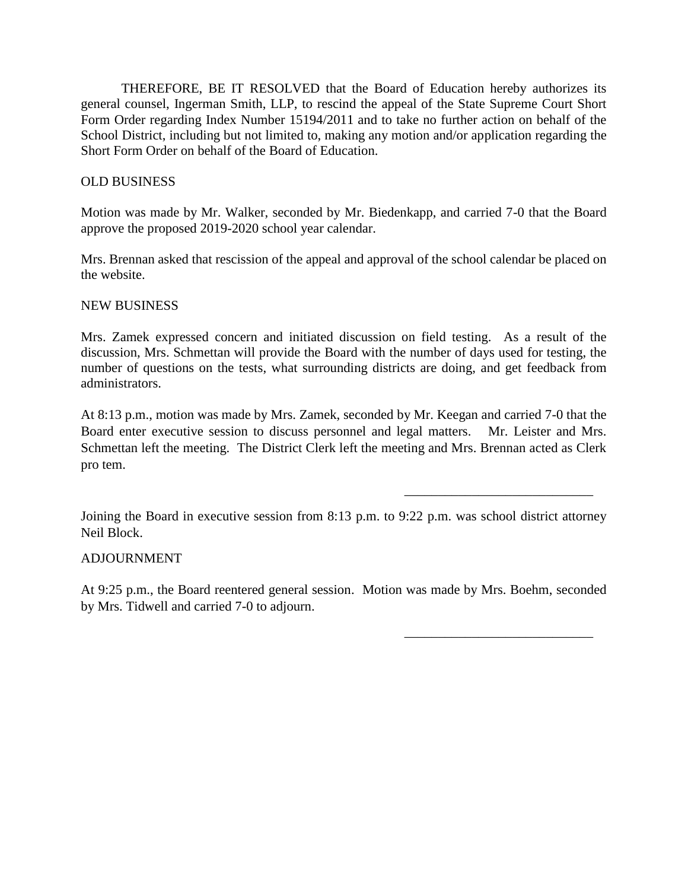THEREFORE, BE IT RESOLVED that the Board of Education hereby authorizes its general counsel, Ingerman Smith, LLP, to rescind the appeal of the State Supreme Court Short Form Order regarding Index Number 15194/2011 and to take no further action on behalf of the School District, including but not limited to, making any motion and/or application regarding the Short Form Order on behalf of the Board of Education.

OLD BUSINESS

Motion was made by Mr. Walker, seconded by Mr. Biedenkapp, and carried 7-0 that the Board approve the proposed 2019-2020 school year calendar.

Mrs. Brennan asked that rescission of the appeal and approval of the school calendar be placed on the website.

NEW BUSINESS

Mrs. Zamek expressed concern and initiated discussion on field testing. As a result of the discussion, Mrs. Schmettan will provide the Board with the number of days used for testing, the number of questions on the tests, what surrounding districts are doing, and get feedback from administrators.

At 8:13 p.m., motion was made by Mrs. Zamek, seconded by Mr. Keegan and carried 7-0 that the Board enter executive session to discuss personnel and legal matters. Mr. Leister and Mrs. Schmettan left the meeting. The District Clerk left the meeting and Mrs. Brennan acted as Clerk pro tem.

\_\_\_\_\_\_\_\_\_\_\_\_\_\_\_\_\_\_\_\_\_\_\_\_\_\_\_\_

Joining the Board in executive session from 8:13 p.m. to 9:22 p.m. was school district attorney Neil Block.

ADJOURNMENT

At 9:25 p.m., the Board reentered general session. Motion was made by Mrs. Boehm, seconded by Mrs. Tidwell and carried 7-0 to adjourn.

\_\_\_\_\_\_\_\_\_\_\_\_\_\_\_\_\_\_\_\_\_\_\_\_\_\_\_\_